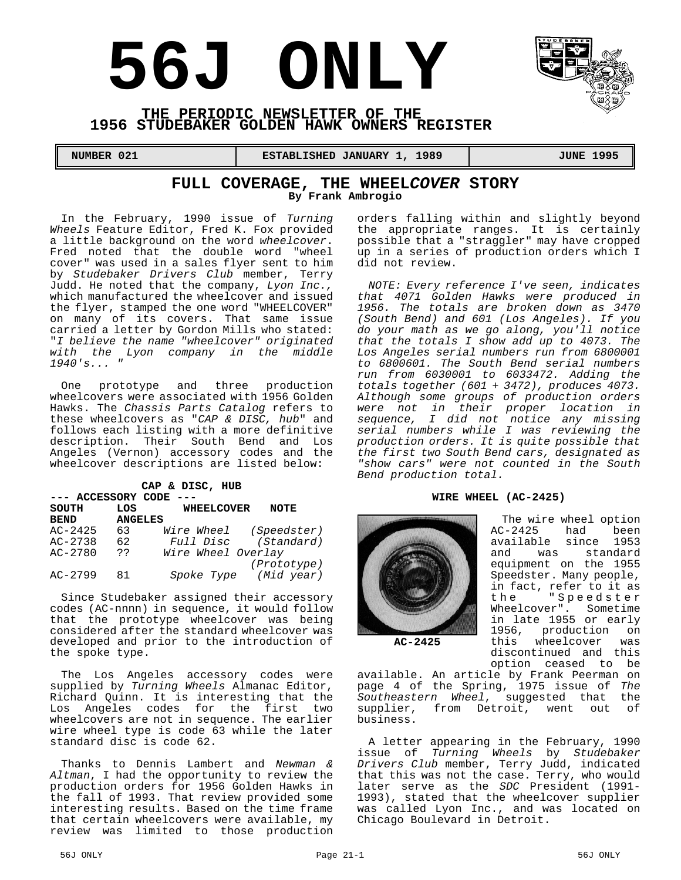# 56J ONLY

## THE PERIODIC NEWSLETTER OF THE 1956 STUDEBAKER GOLDEN HAWK OWNERS REGISTER

| NUMBER 021 | ESTABLISHED JANUARY 1, 1989 | JUNE 1995 |
|---|---|---|

## FULL COVERAGE, THE WHEEL*COVER* STORY

**By Frank Ambrogio**

In the February, 1990 issue of *Turning Wheels* Feature Editor, Fred K. Fox provided a little background on the word *wheelcover*. Fred noted that the double word "wheel cover" was used in a sales flyer sent to him by *Studebaker Drivers Club* member, Terry Judd. He noted that the company, *Lyon Inc.*, which manufactured the wheelcover and issued the flyer, stamped the one word "WHEELCOVER" on many of its covers. That same issue carried a letter by Gordon Mills who stated: "*I believe the name "wheelcover" originated with the Lyon company in the middle 1940's...* "

One prototype and three production wheelcovers were associated with 1956 Golden Hawks. The *Chassis Parts Catalog* refers to these wheelcovers as "*CAP & DISC, hub*" and follows each listing with a more definitive description. Their South Bend and Los Angeles (Vernon) accessory codes and the wheelcover descriptions are listed below:

**CAP & DISC, HUB**

| --- ACCESSORY CODE --- | | | |
|---|---|---|---|
| **SOUTH BEND** | **LOS ANGELES** | **WHEELCOVER** | **NOTE** |
| AC-2425 | 63 | *Wire Wheel* | *(Speedster)* |
| AC-2738 | 62 | *Full Disc* | *(Standard)* |
| AC-2780 | ?? | *Wire Wheel Overlay* | *(Prototype)* |
| AC-2799 | 81 | *Spoke Type* | *(Mid year)* |

Since Studebaker assigned their accessory codes (AC-nnnn) in sequence, it would follow that the prototype wheelcover was being considered after the standard wheelcover was developed and prior to the introduction of the spoke type.

The Los Angeles accessory codes were supplied by *Turning Wheels* Almanac Editor, Richard Quinn. It is interesting that the Los Angeles codes for the first two wheelcovers are not in sequence. The earlier wire wheel type is code 63 while the later standard disc is code 62.

Thanks to Dennis Lambert and *Newman & Altman*, I had the opportunity to review the production orders for 1956 Golden Hawks in the fall of 1993. That review provided some interesting results. Based on the time frame that certain wheelcovers were available, my review was limited to those production orders falling within and slightly beyond the appropriate ranges. It is certainly possible that a "straggler" may have cropped up in a series of production orders which I did not review.

*NOTE: Every reference I've seen, indicates that 4071 Golden Hawks were produced in 1956. The totals are broken down as 3470 (South Bend) and 601 (Los Angeles). If you do your math as we go along, you'll notice that the totals I show add up to 4073. The Los Angeles serial numbers run from 6800001 to 6800601. The South Bend serial numbers run from 6030001 to 6033472. Adding the totals together (601 + 3472), produces 4073. Although some groups of production orders were not in their proper location in sequence, I did not notice any missing serial numbers while I was reviewing the production orders. It is quite possible that the first two South Bend cars, designated as "show cars" were not counted in the South Bend production total.*

**WIRE WHEEL (AC-2425)**

**AC-2425**

The wire wheel option AC-2425 had been available since 1953 and was standard equipment on the 1955 Speedster. Many people, in fact, refer to it as the "Speedster Wheelcover". Sometime in late 1955 or early 1956, production on this wheelcover was discontinued and this option ceased to be available. An article by Frank Peerman on page 4 of the Spring, 1975 issue of *The Southeastern Wheel*, suggested that the supplier, from Detroit, went out of business.

A letter appearing in the February, 1990 issue of *Turning Wheels* by *Studebaker Drivers Club* member, Terry Judd, indicated that this was not the case. Terry, who would later serve as the *SDC* President (1991-1993), stated that the wheelcover supplier was called Lyon Inc., and was located on Chicago Boulevard in Detroit.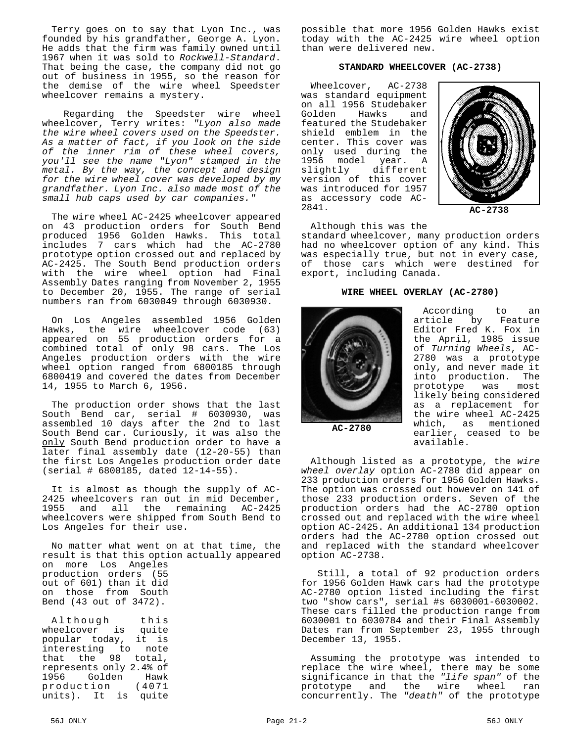Terry goes on to say that Lyon Inc., was founded by his grandfather, George A. Lyon. He adds that the firm was family owned until 1967 when it was sold to *Rockwell-Standard*. That being the case, the company did not go out of business in 1955, so the reason for the demise of the wire wheel Speedster wheelcover remains a mystery.

Regarding the Speedster wire wheel wheelcover, Terry writes: *"Lyon also made the wire wheel covers used on the Speedster. As a matter of fact, if you look on the side of the inner rim of these wheel covers, you'll see the name "Lyon" stamped in the metal. By the way, the concept and design for the wire wheel cover was developed by my grandfather. Lyon Inc. also made most of the small hub caps used by car companies."*

The wire wheel AC-2425 wheelcover appeared on 43 production orders for South Bend produced 1956 Golden Hawks. This total includes 7 cars which had the AC-2780 prototype option crossed out and replaced by AC-2425. The South Bend production orders with the wire wheel option had Final Assembly Dates ranging from November 2, 1955 to December 20, 1955. The range of serial numbers ran from 6030049 through 6030930.

On Los Angeles assembled 1956 Golden Hawks, the wire wheelcover code (63) appeared on 55 production orders for a combined total of only 98 cars. The Los Angeles production orders with the wire wheel option ranged from 6800185 through 6800419 and covered the dates from December 14, 1955 to March 6, 1956.

The production order shows that the last South Bend car, serial # 6030930, was assembled 10 days after the 2nd to last South Bend car. Curiously, it was also the <u>only</u> South Bend production order to have a later final assembly date (12-20-55) than the first Los Angeles production order date (serial # 6800185, dated 12-14-55).

It is almost as though the supply of AC-2425 wheelcovers ran out in mid December, 1955 and all the remaining AC-2425 wheelcovers were shipped from South Bend to Los Angeles for their use.

No matter what went on at that time, the result is that this option actually appeared on more Los Angeles production orders (55 out of 601) than it did on those from South Bend (43 out of 3472).

Although this wheelcover is quite popular today, it is interesting to note that the 98 total, represents only 2.4% of 1956 Golden Hawk production (4071 units). It is quite possible that more 1956 Golden Hawks exist today with the AC-2425 wire wheel option than were delivered new.

**STANDARD WHEELCOVER (AC-2738)**

Wheelcover, AC-2738 was standard equipment on all 1956 Studebaker Golden Hawks and featured the Studebaker shield emblem in the center. This cover was only used during the 1956 model year. A slightly different version of this cover was introduced for 1957 as accessory code AC-2841.

AC-2738

Although this was the standard wheelcover, many production orders had no wheelcover option of any kind. This was especially true, but not in every case, of those cars which were destined for export, including Canada.

**WIRE WHEEL OVERLAY (AC-2780)**

AC-2780

According to an article by Feature Editor Fred K. Fox in the April, 1985 issue of *Turning Wheels*, AC-2780 was a prototype only, and never made it into production. The prototype was most likely being considered as a replacement for the wire wheel AC-2425 which, as mentioned earlier, ceased to be available.

Although listed as a prototype, the *wire wheel overlay* option AC-2780 did appear on 233 production orders for 1956 Golden Hawks. The option was crossed out however on 141 of those 233 production orders. Seven of the production orders had the AC-2780 option crossed out and replaced with the wire wheel option AC-2425. An additional 134 production orders had the AC-2780 option crossed out and replaced with the standard wheelcover option AC-2738.

Still, a total of 92 production orders for 1956 Golden Hawk cars had the prototype AC-2780 option listed including the first two "show cars", serial #s 6030001-6030002. These cars filled the production range from 6030001 to 6030784 and their Final Assembly Dates ran from September 23, 1955 through December 13, 1955.

Assuming the prototype was intended to replace the wire wheel, there may be some significance in that the *"life span"* of the prototype and the wire wheel ran concurrently. The *"death"* of the prototype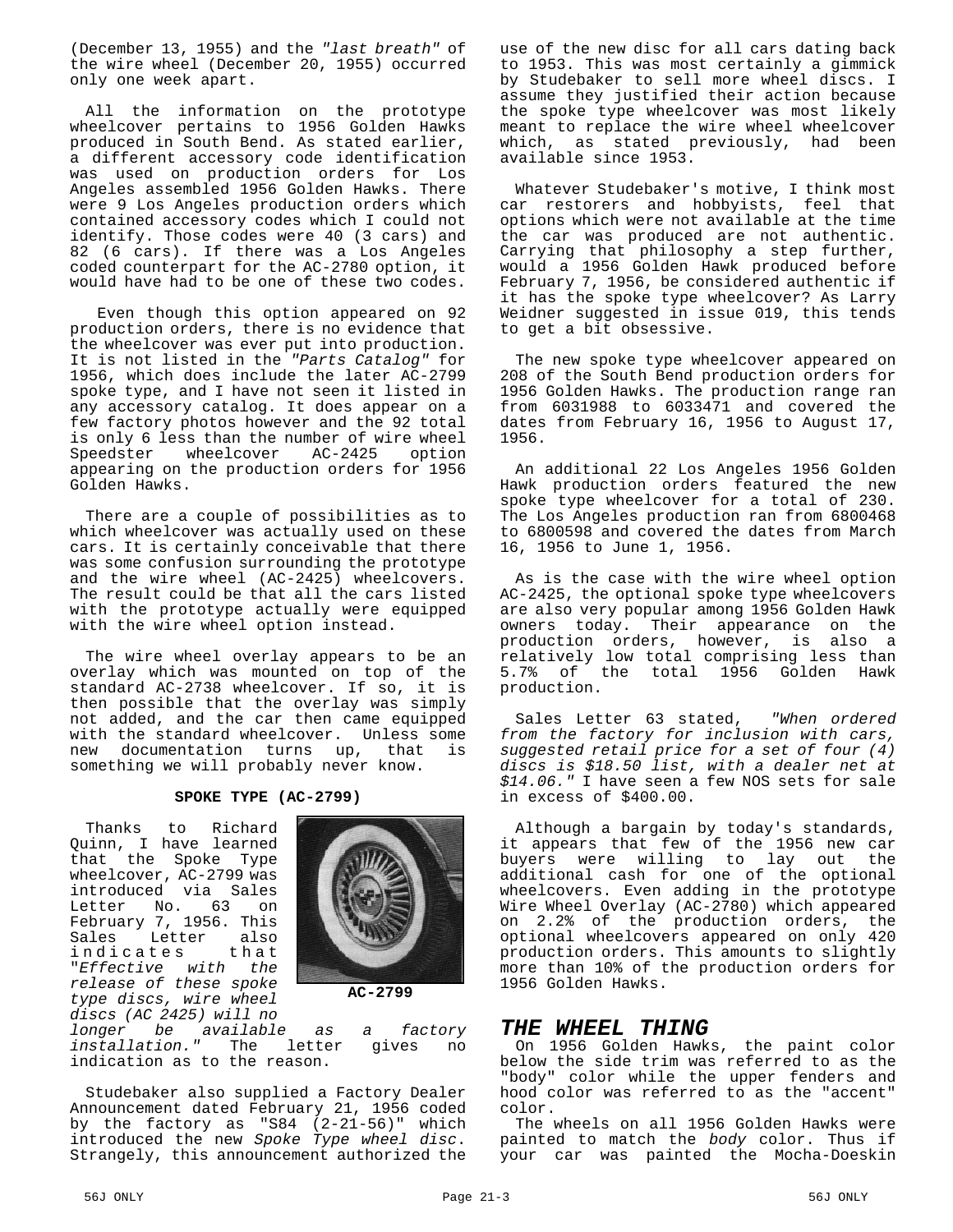(December 13, 1955) and the *"last breath"* of the wire wheel (December 20, 1955) occurred only one week apart.

All the information on the prototype wheelcover pertains to 1956 Golden Hawks produced in South Bend. As stated earlier, a different accessory code identification was used on production orders for Los Angeles assembled 1956 Golden Hawks. There were 9 Los Angeles production orders which contained accessory codes which I could not identify. Those codes were 40 (3 cars) and 82 (6 cars). If there was a Los Angeles coded counterpart for the AC-2780 option, it would have had to be one of these two codes.

Even though this option appeared on 92 production orders, there is no evidence that the wheelcover was ever put into production. It is not listed in the *"Parts Catalog"* for 1956, which does include the later AC-2799 spoke type, and I have not seen it listed in any accessory catalog. It does appear on a few factory photos however and the 92 total is only 6 less than the number of wire wheel Speedster wheelcover AC-2425 option appearing on the production orders for 1956 Golden Hawks.

There are a couple of possibilities as to which wheelcover was actually used on these cars. It is certainly conceivable that there was some confusion surrounding the prototype and the wire wheel (AC-2425) wheelcovers. The result could be that all the cars listed with the prototype actually were equipped with the wire wheel option instead.

The wire wheel overlay appears to be an overlay which was mounted on top of the standard AC-2738 wheelcover. If so, it is then possible that the overlay was simply not added, and the car then came equipped with the standard wheelcover. Unless some new documentation turns up, that is something we will probably never know.

**SPOKE TYPE (AC-2799)**

Thanks to Richard Quinn, I have learned that the Spoke Type wheelcover, AC-2799 was introduced via Sales Letter No. 63 on February 7, 1956. This Sales Letter also indicates that *"Effective with the release of these spoke type discs, wire wheel discs (AC 2425) will no longer be available as a factory installation."* The letter gives no indication as to the reason.

**AC-2799**

Studebaker also supplied a Factory Dealer Announcement dated February 21, 1956 coded by the factory as "S84 (2-21-56)" which introduced the new *Spoke Type wheel disc*. Strangely, this announcement authorized the use of the new disc for all cars dating back to 1953. This was most certainly a gimmick by Studebaker to sell more wheel discs. I assume they justified their action because the spoke type wheelcover was most likely meant to replace the wire wheel wheelcover which, as stated previously, had been available since 1953.

Whatever Studebaker's motive, I think most car restorers and hobbyists, feel that options which were not available at the time the car was produced are not authentic. Carrying that philosophy a step further, would a 1956 Golden Hawk produced before February 7, 1956, be considered authentic if it has the spoke type wheelcover? As Larry Weidner suggested in issue 019, this tends to get a bit obsessive.

The new spoke type wheelcover appeared on 208 of the South Bend production orders for 1956 Golden Hawks. The production range ran from 6031988 to 6033471 and covered the dates from February 16, 1956 to August 17, 1956.

An additional 22 Los Angeles 1956 Golden Hawk production orders featured the new spoke type wheelcover for a total of 230. The Los Angeles production ran from 6800468 to 6800598 and covered the dates from March 16, 1956 to June 1, 1956.

As is the case with the wire wheel option AC-2425, the optional spoke type wheelcovers are also very popular among 1956 Golden Hawk owners today. Their appearance on the production orders, however, is also a relatively low total comprising less than 5.7% of the total 1956 Golden Hawk production.

Sales Letter 63 stated, *"When ordered from the factory for inclusion with cars, suggested retail price for a set of four (4) discs is $18.50 list, with a dealer net at $14.06."* I have seen a few NOS sets for sale in excess of $400.00.

Although a bargain by today's standards, it appears that few of the 1956 new car buyers were willing to lay out the additional cash for one of the optional wheelcovers. Even adding in the prototype Wire Wheel Overlay (AC-2780) which appeared on 2.2% of the production orders, the optional wheelcovers appeared on only 420 production orders. This amounts to slightly more than 10% of the production orders for 1956 Golden Hawks.

## *THE WHEEL THING*

On 1956 Golden Hawks, the paint color below the side trim was referred to as the "body" color while the upper fenders and hood color was referred to as the "accent" color.

The wheels on all 1956 Golden Hawks were painted to match the *body* color. Thus if your car was painted the Mocha-Doeskin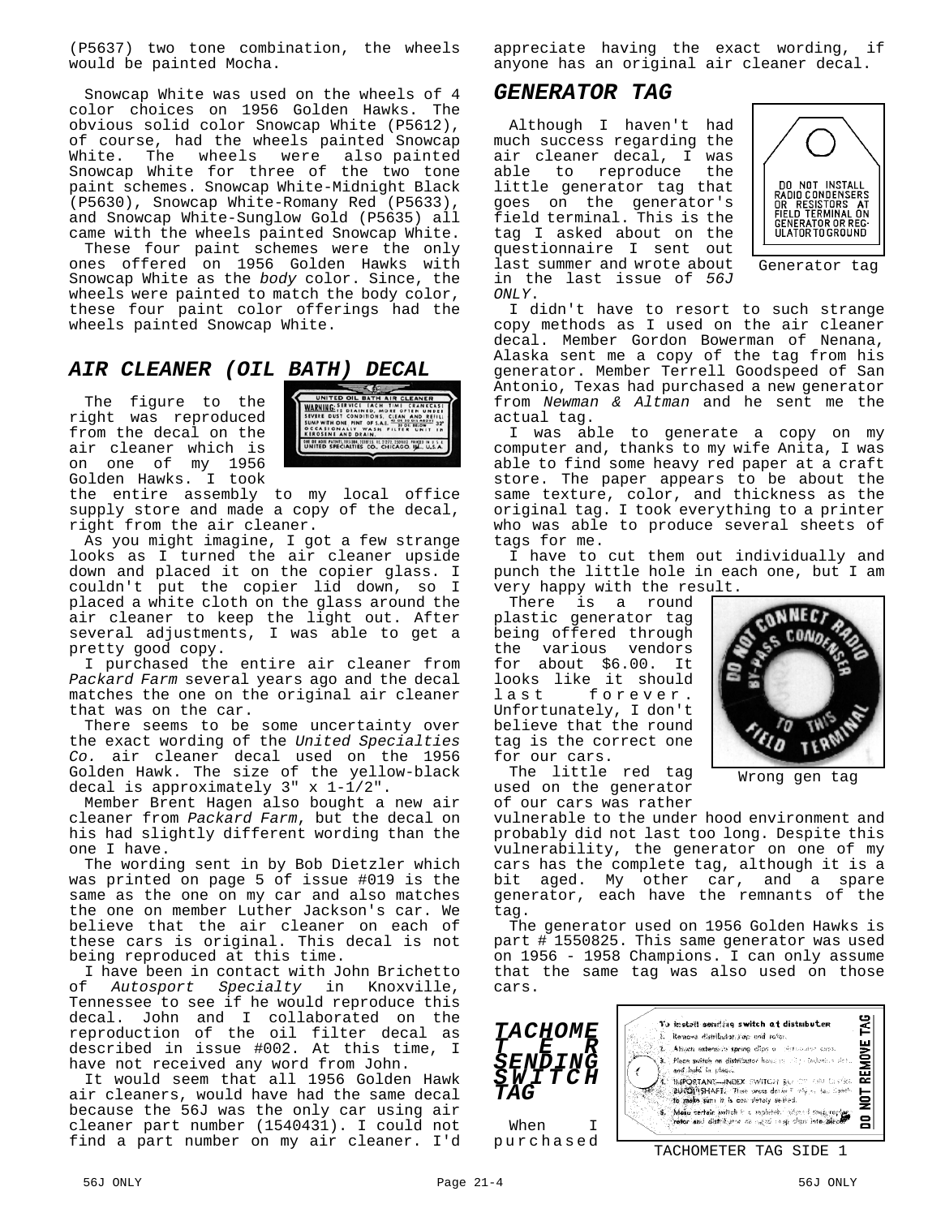(P5637) two tone combination, the wheels would be painted Mocha.

Snowcap White was used on the wheels of 4 color choices on 1956 Golden Hawks. The obvious solid color Snowcap White (P5612), of course, had the wheels painted Snowcap White. The wheels were also painted Snowcap White for three of the two tone paint schemes. Snowcap White-Midnight Black (P5630), Snowcap White-Romany Red (P5633), and Snowcap White-Sunglow Gold (P5635) all came with the wheels painted Snowcap White.
These four paint schemes were the only ones offered on 1956 Golden Hawks with Snowcap White as the *body* color. Since, the wheels were painted to match the body color, these four paint color offerings had the wheels painted Snowcap White.

## AIR CLEANER (OIL BATH) DECAL

The figure to the right was reproduced from the decal on the air cleaner which is on one of my 1956 Golden Hawks. I took the entire assembly to my local office supply store and made a copy of the decal, right from the air cleaner.

As you might imagine, I got a few strange looks as I turned the air cleaner upside down and placed it on the copier glass. I couldn't put the copier lid down, so I placed a white cloth on the glass around the air cleaner to keep the light out. After several adjustments, I was able to get a pretty good copy.

I purchased the entire air cleaner from *Packard Farm* several years ago and the decal matches the one on the original air cleaner that was on the car.

There seems to be some uncertainty over the exact wording of the *United Specialties Co.* air cleaner decal used on the 1956 Golden Hawk. The size of the yellow-black decal is approximately 3" x 1-1/2".

Member Brent Hagen also bought a new air cleaner from *Packard Farm*, but the decal on his had slightly different wording than the one I have.

The wording sent in by Bob Dietzler which was printed on page 5 of issue #019 is the same as the one on my car and also matches the one on member Luther Jackson's car. We believe that the air cleaner on each of these cars is original. This decal is not being reproduced at this time.

I have been in contact with John Brichetto of *Autosport Specialty* in Knoxville, Tennessee to see if he would reproduce this decal. John and I collaborated on the reproduction of the oil filter decal as described in issue #002. At this time, I have not received any word from John.

It would seem that all 1956 Golden Hawk air cleaners, would have had the same decal because the 56J was the only car using air cleaner part number (1540431). I could not find a part number on my air cleaner. I'd appreciate having the exact wording, if anyone has an original air cleaner decal.

## GENERATOR TAG

Although I haven't had much success regarding the air cleaner decal, I was able to reproduce the little generator tag that goes on the generator's field terminal. This is the tag I asked about on the questionnaire I sent out last summer and wrote about in the last issue of *56J ONLY*.

Generator tag

I didn't have to resort to such strange copy methods as I used on the air cleaner decal. Member Gordon Bowerman of Nenana, Alaska sent me a copy of the tag from his generator. Member Terrell Goodspeed of San Antonio, Texas had purchased a new generator from *Newman & Altman* and he sent me the actual tag.

I was able to generate a copy on my computer and, thanks to my wife Anita, I was able to find some heavy red paper at a craft store. The paper appears to be about the same texture, color, and thickness as the original tag. I took everything to a printer who was able to produce several sheets of tags for me.

I have to cut them out individually and punch the little hole in each one, but I am very happy with the result.

There is a round plastic generator tag being offered through the various vendors for about $6.00. It looks like it should last forever. Unfortunately, I don't believe that the round tag is the correct one for our cars.

Wrong gen tag

The little red tag used on the generator of our cars was rather vulnerable to the under hood environment and probably did not last too long. Despite this vulnerability, the generator on one of my cars has the complete tag, although it is a bit aged. My other car, and a spare generator, each have the remnants of the tag.

The generator used on 1956 Golden Hawks is part # 1550825. This same generator was used on 1956 - 1958 Champions. I can only assume that the same tag was also used on those cars.

## TACHOMETER SENDING SWITCH TAG

When I purchased

TACHOMETER TAG SIDE 1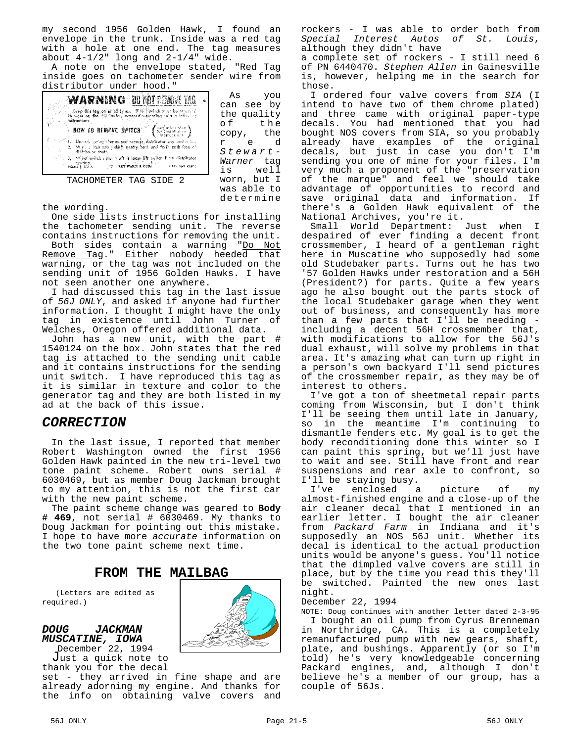my second 1956 Golden Hawk, I found an envelope in the trunk. Inside was a red tag with a hole at one end. The tag measures about 4-1/2" long and 2-1/4" wide.

A note on the envelope stated, "Red Tag inside goes on tachometer sender wire from distributor under hood."

TACHOMETER TAG SIDE 2

As you can see by the quality of the copy, the red *Stewart-Warner* tag is well worn, but I was able to determine the wording.

One side lists instructions for installing the tachometer sending unit. The reverse contains instructions for removing the unit.

Both sides contain a warning "Do Not Remove Tag." Either nobody heeded that warning, or the tag was not included on the sending unit of 1956 Golden Hawks. I have not seen another one anywhere.

I had discussed this tag in the last issue of *56J ONLY*, and asked if anyone had further information. I thought I might have the only tag in existence until John Turner of Welches, Oregon offered additional data.

John has a new unit, with the part # 1540124 on the box. John states that the red tag is attached to the sending unit cable and it contains instructions for the sending unit switch. I have reproduced this tag as it is similar in texture and color to the generator tag and they are both listed in my ad at the back of this issue.

## CORRECTION

In the last issue, I reported that member Robert Washington owned the first 1956 Golden Hawk painted in the new tri-level two tone paint scheme. Robert owns serial # 6030469, but as member Doug Jackman brought to my attention, this is not the first car with the new paint scheme.

The paint scheme change was geared to **Body # 469**, not serial # 6030469. My thanks to Doug Jackman for pointing out this mistake. I hope to have more *accurate* information on the two tone paint scheme next time.

## FROM THE MAILBAG

(Letters are edited as required.)

### DOUG JACKMAN MUSCATINE, IOWA

December 22, 1994

Just a quick note to thank you for the decal set - they arrived in fine shape and are already adorning my engine. And thanks for the info on obtaining valve covers and rockers - I was able to order both from *Special Interest Autos of St. Louis*, although they didn't have a complete set of rockers - I still need 6 of PN 6440470. *Stephen Allen* in Gainesville is, however, helping me in the search for those.

I ordered four valve covers from *SIA* (I intend to have two of them chrome plated) and three came with original paper-type decals. You had mentioned that you had bought NOS covers from SIA, so you probably already have examples of the original decals, but just in case you don't I'm sending you one of mine for your files. I'm very much a proponent of the "preservation of the marque" and feel we should take advantage of opportunities to record and save original data and information. If there's a Golden Hawk equivalent of the National Archives, you're it.

Small World Department: Just when I despaired of ever finding a decent front crossmember, I heard of a gentleman right here in Muscatine who supposedly had some old Studebaker parts. Turns out he has two '57 Golden Hawks under restoration and a 56H (President?) for parts. Quite a few years ago he also bought out the parts stock of the local Studebaker garage when they went out of business, and consequently has more than a few parts that I'll be needing - including a decent 56H crossmember that, with modifications to allow for the 56J's dual exhaust, will solve my problems in that area. It's amazing what can turn up right in a person's own backyard I'll send pictures of the crossmember repair, as they may be of interest to others.

I've got a ton of sheetmetal repair parts coming from Wisconsin, but I don't think I'll be seeing them until late in January, so in the meantime I'm continuing to dismantle fenders etc. My goal is to get the body reconditioning done this winter so I can paint this spring, but we'll just have to wait and see. Still have front and rear suspensions and rear axle to confront, so I'll be staying busy.

I've enclosed a picture of my almost-finished engine and a close-up of the air cleaner decal that I mentioned in an earlier letter. I bought the air cleaner from *Packard Farm* in Indiana and it's supposedly an NOS 56J unit. Whether its decal is identical to the actual production units would be anyone's guess. You'll notice that the dimpled valve covers are still in place, but by the time you read this they'll be switched. Painted the new ones last night.

December 22, 1994

NOTE: Doug continues with another letter dated 2-3-95

I bought an oil pump from Cyrus Brenneman in Northridge, CA. This is a completely remanufactured pump with new gears, shaft, plate, and bushings. Apparently (or so I'm told) he's very knowledgeable concerning Packard engines, and, although I don't believe he's a member of our group, has a couple of 56Js.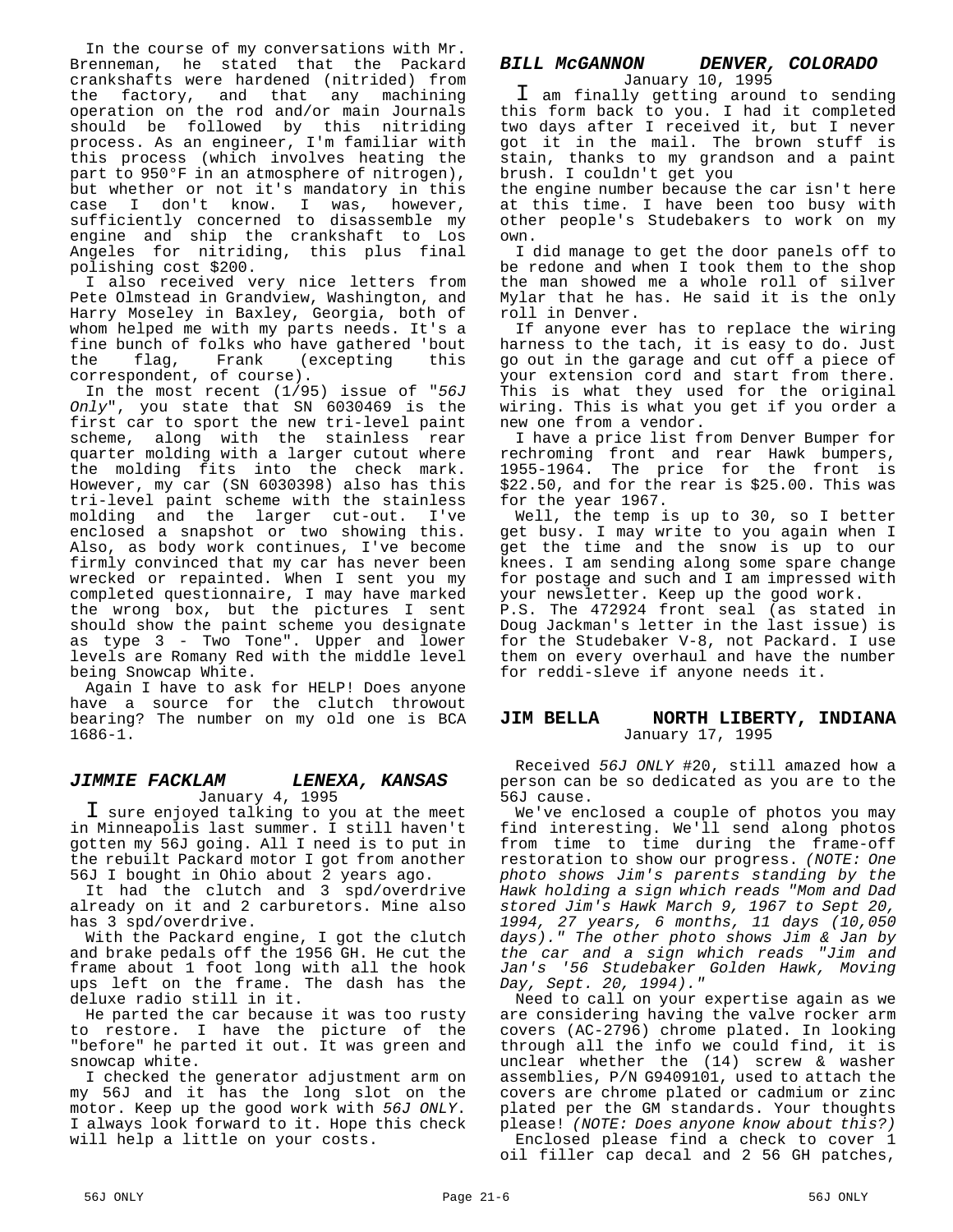In the course of my conversations with Mr. Brenneman, he stated that the Packard crankshafts were hardened (nitrided) from the factory, and that any machining operation on the rod and/or main Journals should be followed by this nitriding process. As an engineer, I'm familiar with this process (which involves heating the part to 950°F in an atmosphere of nitrogen), but whether or not it's mandatory in this case I don't know. I was, however, sufficiently concerned to disassemble my engine and ship the crankshaft to Los Angeles for nitriding, this plus final polishing cost $200.

I also received very nice letters from Pete Olmstead in Grandview, Washington, and Harry Moseley in Baxley, Georgia, both of whom helped me with my parts needs. It's a fine bunch of folks who have gathered 'bout the flag, Frank (excepting this correspondent, of course).

In the most recent (1/95) issue of "*56J Only*", you state that SN 6030469 is the first car to sport the new tri-level paint scheme, along with the stainless rear quarter molding with a larger cutout where the molding fits into the check mark. However, my car (SN 6030398) also has this tri-level paint scheme with the stainless molding and the larger cut-out. I've enclosed a snapshot or two showing this. Also, as body work continues, I've become firmly convinced that my car has never been wrecked or repainted. When I sent you my completed questionnaire, I may have marked the wrong box, but the pictures I sent should show the paint scheme you designate as type 3 - Two Tone". Upper and lower levels are Romany Red with the middle level being Snowcap White.

Again I have to ask for HELP! Does anyone have a source for the clutch throwout bearing? The number on my old one is BCA 1686-1.

## *JIMMIE FACKLAM LENEXA, KANSAS*

January 4, 1995

I sure enjoyed talking to you at the meet in Minneapolis last summer. I still haven't gotten my 56J going. All I need is to put in the rebuilt Packard motor I got from another 56J I bought in Ohio about 2 years ago.

It had the clutch and 3 spd/overdrive already on it and 2 carburetors. Mine also has 3 spd/overdrive.

With the Packard engine, I got the clutch and brake pedals off the 1956 GH. He cut the frame about 1 foot long with all the hook ups left on the frame. The dash has the deluxe radio still in it.

He parted the car because it was too rusty to restore. I have the picture of the "before" he parted it out. It was green and snowcap white.

I checked the generator adjustment arm on my 56J and it has the long slot on the motor. Keep up the good work with *56J ONLY*. I always look forward to it. Hope this check will help a little on your costs.

## *BILL McGANNON DENVER, COLORADO*

January 10, 1995

I am finally getting around to sending this form back to you. I had it completed two days after I received it, but I never got it in the mail. The brown stuff is stain, thanks to my grandson and a paint brush. I couldn't get you the engine number because the car isn't here at this time. I have been too busy with other people's Studebakers to work on my own.

I did manage to get the door panels off to be redone and when I took them to the shop the man showed me a whole roll of silver Mylar that he has. He said it is the only roll in Denver.

If anyone ever has to replace the wiring harness to the tach, it is easy to do. Just go out in the garage and cut off a piece of your extension cord and start from there. This is what they used for the original wiring. This is what you get if you order a new one from a vendor.

I have a price list from Denver Bumper for rechroming front and rear Hawk bumpers, 1955-1964. The price for the front is $22.50, and for the rear is $25.00. This was for the year 1967.

Well, the temp is up to 30, so I better get busy. I may write to you again when I get the time and the snow is up to our knees. I am sending along some spare change for postage and such and I am impressed with your newsletter. Keep up the good work.

P.S. The 472924 front seal (as stated in Doug Jackman's letter in the last issue) is for the Studebaker V-8, not Packard. I use them on every overhaul and have the number for reddi-sleve if anyone needs it.

## **JIM BELLA NORTH LIBERTY, INDIANA**

January 17, 1995

Received *56J ONLY* #20, still amazed how a person can be so dedicated as you are to the 56J cause.

We've enclosed a couple of photos you may find interesting. We'll send along photos from time to time during the frame-off restoration to show our progress. *(NOTE: One photo shows Jim's parents standing by the Hawk holding a sign which reads "Mom and Dad stored Jim's Hawk March 9, 1967 to Sept 20, 1994, 27 years, 6 months, 11 days (10,050 days)." The other photo shows Jim & Jan by the car and a sign which reads "Jim and Jan's '56 Studebaker Golden Hawk, Moving Day, Sept. 20, 1994)."*

Need to call on your expertise again as we are considering having the valve rocker arm covers (AC-2796) chrome plated. In looking through all the info we could find, it is unclear whether the (14) screw & washer assemblies, P/N G9409101, used to attach the covers are chrome plated or cadmium or zinc plated per the GM standards. Your thoughts please! *(NOTE: Does anyone know about this?)*

Enclosed please find a check to cover 1 oil filler cap decal and 2 56 GH patches,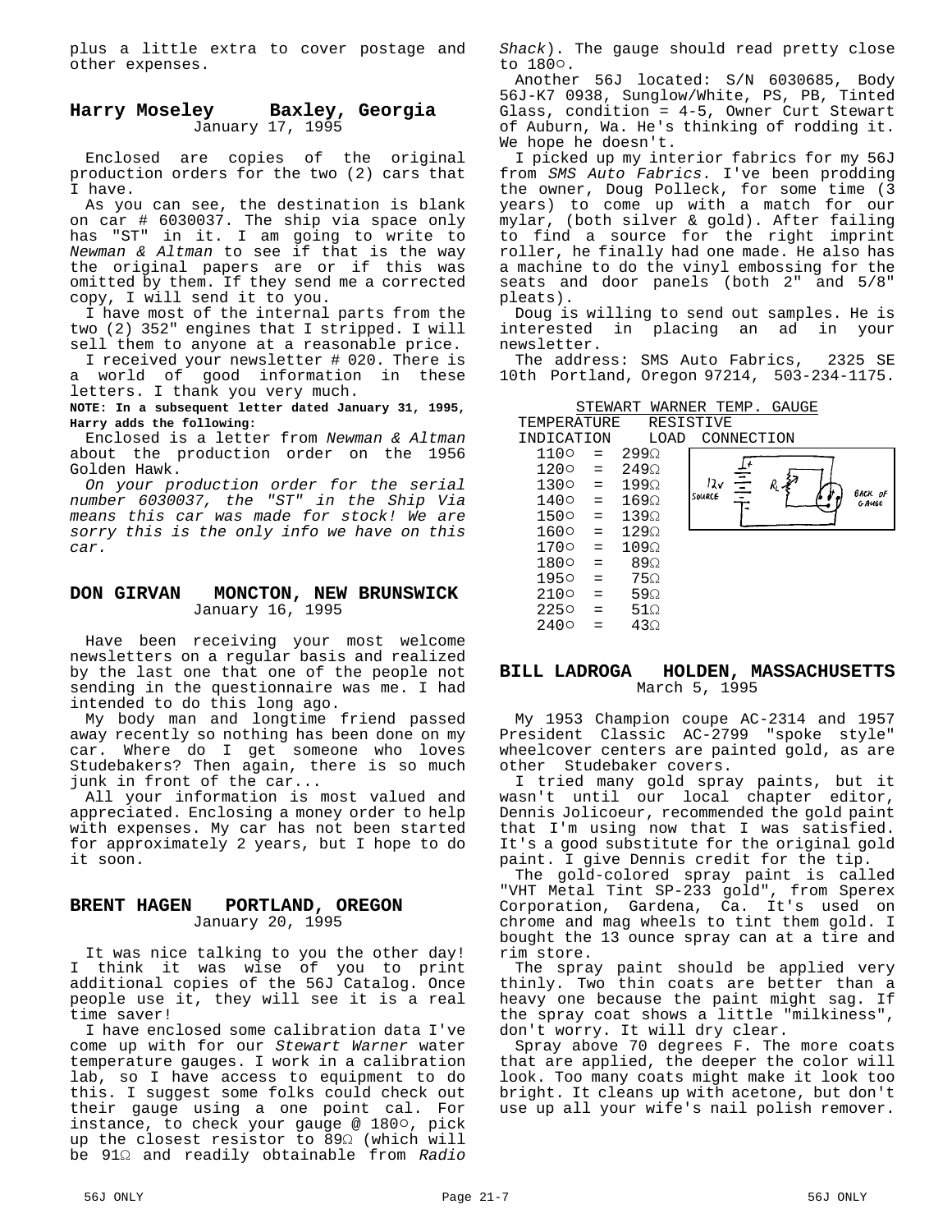plus a little extra to cover postage and other expenses.

### Harry Moseley Baxley, Georgia

January 17, 1995

Enclosed are copies of the original production orders for the two (2) cars that I have.

As you can see, the destination is blank on car # 6030037. The ship via space only has "ST" in it. I am going to write to *Newman & Altman* to see if that is the way the original papers are or if this was omitted by them. If they send me a corrected copy, I will send it to you.

I have most of the internal parts from the two (2) 352" engines that I stripped. I will sell them to anyone at a reasonable price.

I received your newsletter # 020. There is a world of good information in these letters. I thank you very much.

**NOTE: In a subsequent letter dated January 31, 1995, Harry adds the following:**

Enclosed is a letter from *Newman & Altman* about the production order on the 1956 Golden Hawk.

*On your production order for the serial number 6030037, the "ST" in the Ship Via means this car was made for stock! We are sorry this is the only info we have on this car.*

### DON GIRVAN MONCTON, NEW BRUNSWICK

January 16, 1995

Have been receiving your most welcome newsletters on a regular basis and realized by the last one that one of the people not sending in the questionnaire was me. I had intended to do this long ago.

My body man and longtime friend passed away recently so nothing has been done on my car. Where do I get someone who loves Studebakers? Then again, there is so much junk in front of the car...

All your information is most valued and appreciated. Enclosing a money order to help with expenses. My car has not been started for approximately 2 years, but I hope to do it soon.

### BRENT HAGEN PORTLAND, OREGON

January 20, 1995

It was nice talking to you the other day! I think it was wise of you to print additional copies of the 56J Catalog. Once people use it, they will see it is a real time saver!

I have enclosed some calibration data I've come up with for our *Stewart Warner* water temperature gauges. I work in a calibration lab, so I have access to equipment to do this. I suggest some folks could check out their gauge using a one point cal. For instance, to check your gauge @ 180°, pick up the closest resistor to 89Ω (which will be 91Ω and readily obtainable from *Radio Shack*). The gauge should read pretty close to 180°.

Another 56J located: S/N 6030685, Body 56J-K7 0938, Sunglow/White, PS, PB, Tinted Glass, condition = 4-5, Owner Curt Stewart of Auburn, Wa. He's thinking of rodding it. We hope he doesn't.

I picked up my interior fabrics for my 56J from *SMS Auto Fabrics*. I've been prodding the owner, Doug Polleck, for some time (3 years) to come up with a match for our mylar, (both silver & gold). After failing to find a source for the right imprint roller, he finally had one made. He also has a machine to do the vinyl embossing for the seats and door panels (both 2" and 5/8" pleats).

Doug is willing to send out samples. He is interested in placing an ad in your newsletter.

The address: SMS Auto Fabrics, 2325 SE 10th Portland, Oregon 97214, 503-234-1175.

STEWART WARNER TEMP. GAUGE

| TEMPERATURE INDICATION | | RESISTIVE LOAD |
|---|---|---|
| 110° | = | 299Ω |
| 120° | = | 249Ω |
| 130° | = | 199Ω |
| 140° | = | 169Ω |
| 150° | = | 139Ω |
| 160° | = | 129Ω |
| 170° | = | 109Ω |
| 180° | = | 89Ω |
| 195° | = | 75Ω |
| 210° | = | 59Ω |
| 225° | = | 51Ω |
| 240° | = | 43Ω |

CONNECTION: 12v SOURCE — $R_L$ — BACK OF GAUGE

### BILL LADROGA HOLDEN, MASSACHUSETTS

March 5, 1995

My 1953 Champion coupe AC-2314 and 1957 President Classic AC-2799 "spoke style" wheelcover centers are painted gold, as are other Studebaker covers.

I tried many gold spray paints, but it wasn't until our local chapter editor, Dennis Jolicoeur, recommended the gold paint that I'm using now that I was satisfied. It's a good substitute for the original gold paint. I give Dennis credit for the tip.

The gold-colored spray paint is called "VHT Metal Tint SP-233 gold", from Sperex Corporation, Gardena, Ca. It's used on chrome and mag wheels to tint them gold. I bought the 13 ounce spray can at a tire and rim store.

The spray paint should be applied very thinly. Two thin coats are better than a heavy one because the paint might sag. If the spray coat shows a little "milkiness", don't worry. It will dry clear.

Spray above 70 degrees F. The more coats that are applied, the deeper the color will look. Too many coats might make it look too bright. It cleans up with acetone, but don't use up all your wife's nail polish remover.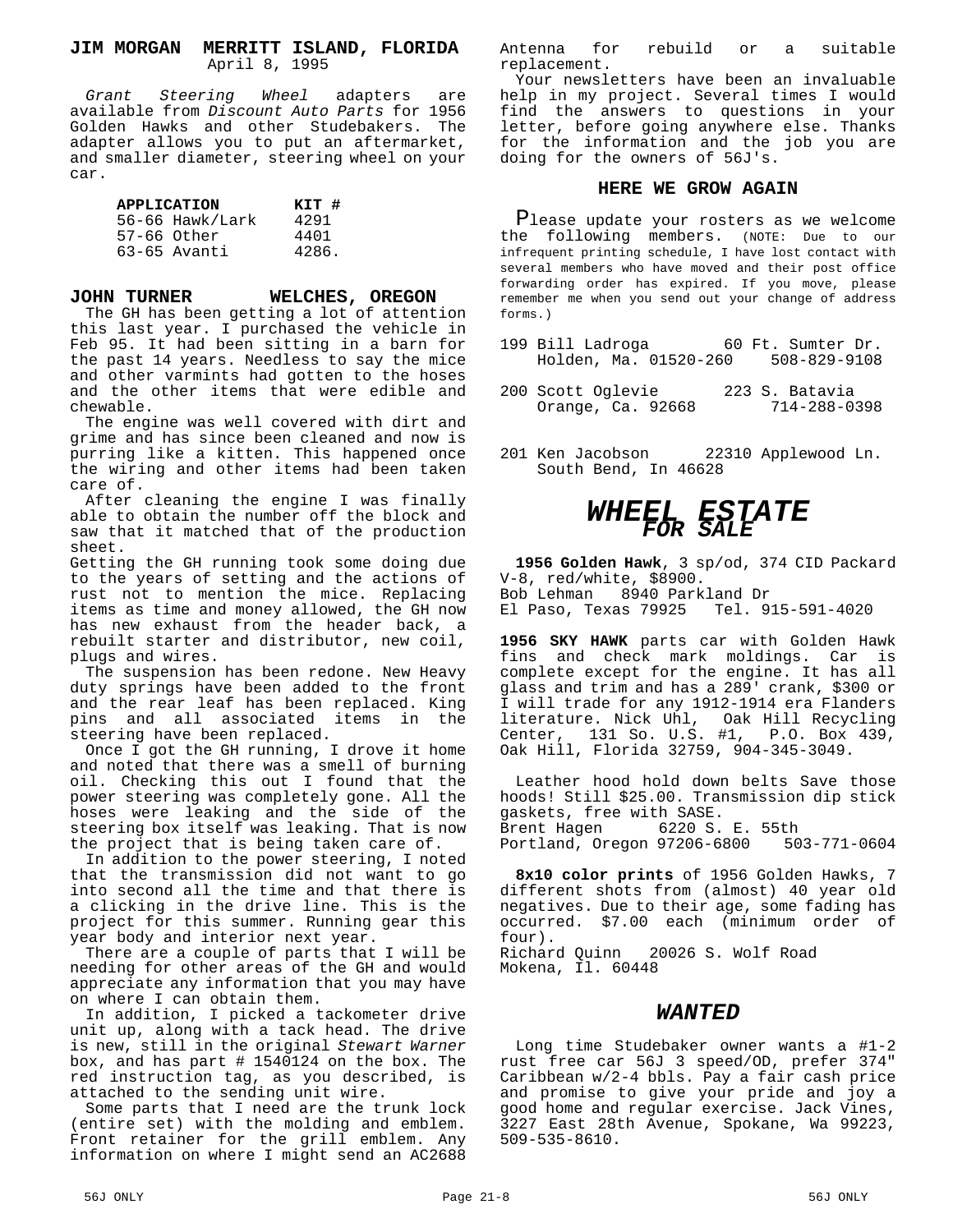## JIM MORGAN MERRITT ISLAND, FLORIDA

April 8, 1995

*Grant Steering Wheel* adapters are available from *Discount Auto Parts* for 1956 Golden Hawks and other Studebakers. The adapter allows you to put an aftermarket, and smaller diameter, steering wheel on your car.

| APPLICATION | KIT # |
|---|---|
| 56-66 Hawk/Lark | 4291 |
| 57-66 Other | 4401 |
| 63-65 Avanti | 4286. |

## JOHN TURNER WELCHES, OREGON

The GH has been getting a lot of attention this last year. I purchased the vehicle in Feb 95. It had been sitting in a barn for the past 14 years. Needless to say the mice and other varmints had gotten to the hoses and the other items that were edible and chewable.

The engine was well covered with dirt and grime and has since been cleaned and now is purring like a kitten. This happened once the wiring and other items had been taken care of.

After cleaning the engine I was finally able to obtain the number off the block and saw that it matched that of the production sheet.

Getting the GH running took some doing due to the years of setting and the actions of rust not to mention the mice. Replacing items as time and money allowed, the GH now has new exhaust from the header back, a rebuilt starter and distributor, new coil, plugs and wires.

The suspension has been redone. New Heavy duty springs have been added to the front and the rear leaf has been replaced. King pins and all associated items in the steering have been replaced.

Once I got the GH running, I drove it home and noted that there was a smell of burning oil. Checking this out I found that the power steering was completely gone. All the hoses were leaking and the side of the steering box itself was leaking. That is now the project that is being taken care of.

In addition to the power steering, I noted that the transmission did not want to go into second all the time and that there is a clicking in the drive line. This is the project for this summer. Running gear this year body and interior next year.

There are a couple of parts that I will be needing for other areas of the GH and would appreciate any information that you may have on where I can obtain them.

In addition, I picked a tackometer drive unit up, along with a tack head. The drive is new, still in the original *Stewart Warner* box, and has part # 1540124 on the box. The red instruction tag, as you described, is attached to the sending unit wire.

Some parts that I need are the trunk lock (entire set) with the molding and emblem. Front retainer for the grill emblem. Any information on where I might send an AC2688 Antenna for rebuild or a suitable replacement.

Your newsletters have been an invaluable help in my project. Several times I would find the answers to questions in your letter, before going anywhere else. Thanks for the information and the job you are doing for the owners of 56J's.

## HERE WE GROW AGAIN

Please update your rosters as we welcome the following members. (NOTE: Due to our infrequent printing schedule, I have lost contact with several members who have moved and their post office forwarding order has expired. If you move, please remember me when you send out your change of address forms.)

199 Bill Ladroga 60 Ft. Sumter Dr.
Holden, Ma. 01520-260 508-829-9108

200 Scott Oglevie 223 S. Batavia
Orange, Ca. 92668 714-288-0398

201 Ken Jacobson 22310 Applewood Ln.
South Bend, In 46628

# *WHEEL ESTATE*

## *FOR SALE*

**1956 Golden Hawk**, 3 sp/od, 374 CID Packard V-8, red/white, $8900.
Bob Lehman 8940 Parkland Dr
El Paso, Texas 79925 Tel. 915-591-4020

**1956 SKY HAWK** parts car with Golden Hawk fins and check mark moldings. Car is complete except for the engine. It has all glass and trim and has a 289' crank, $300 or I will trade for any 1912-1914 era Flanders literature. Nick Uhl, Oak Hill Recycling Center, 131 So. U.S. #1, P.O. Box 439, Oak Hill, Florida 32759, 904-345-3049.

Leather hood hold down belts Save those hoods! Still $25.00. Transmission dip stick gaskets, free with SASE.
Brent Hagen 6220 S. E. 55th
Portland, Oregon 97206-6800 503-771-0604

**8x10 color prints** of 1956 Golden Hawks, 7 different shots from (almost) 40 year old negatives. Due to their age, some fading has occurred. $7.00 each (minimum order of four).
Richard Quinn 20026 S. Wolf Road
Mokena, Il. 60448

## *WANTED*

Long time Studebaker owner wants a #1-2 rust free car 56J 3 speed/OD, prefer 374" Caribbean w/2-4 bbls. Pay a fair cash price and promise to give your pride and joy a good home and regular exercise. Jack Vines, 3227 East 28th Avenue, Spokane, Wa 99223, 509-535-8610.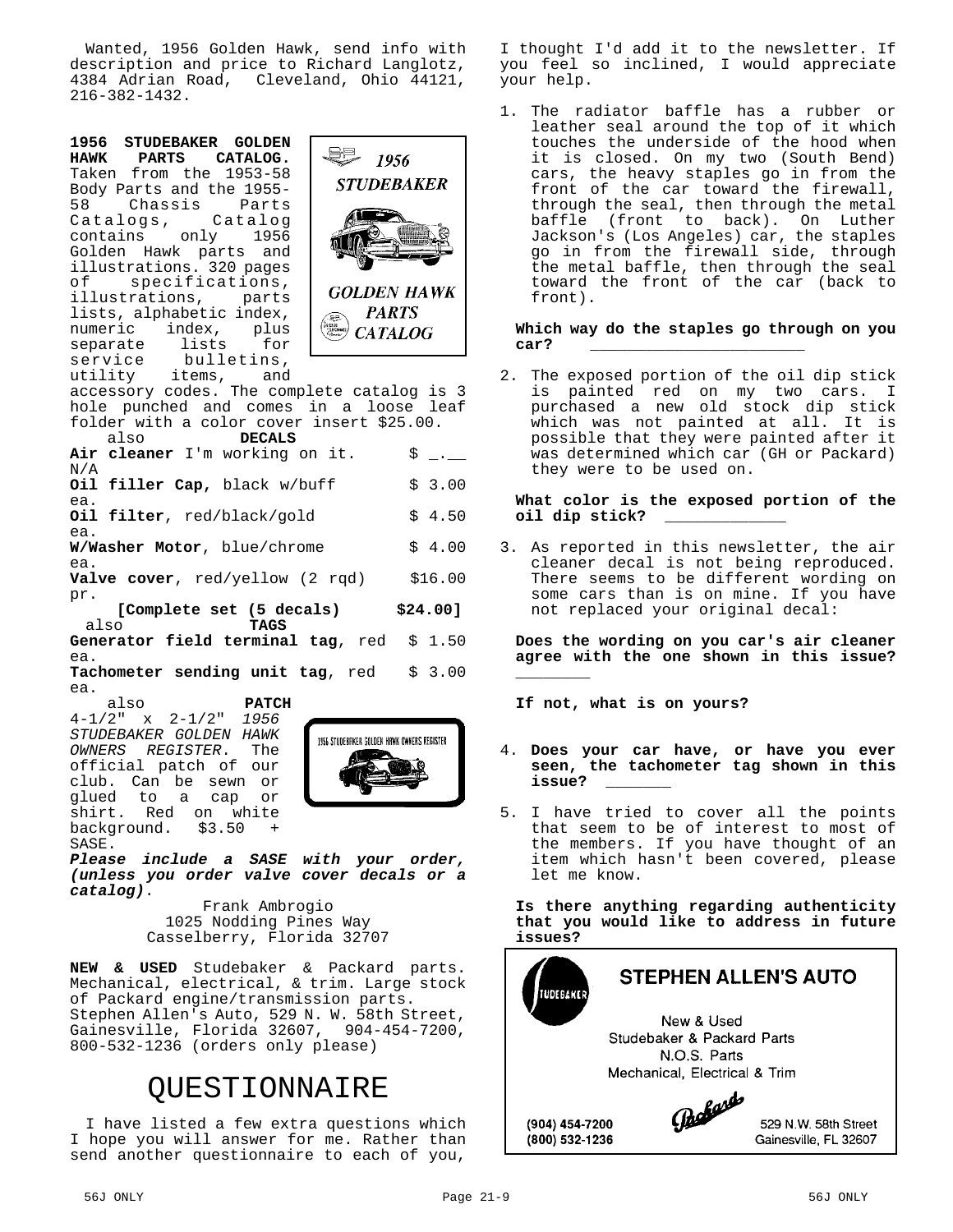Wanted, 1956 Golden Hawk, send info with description and price to Richard Langlotz, 4384 Adrian Road, Cleveland, Ohio 44121, 216-382-1432.

**1956 STUDEBAKER GOLDEN HAWK PARTS CATALOG.** Taken from the 1953-58 Body Parts and the 1955-58 Chassis Parts Catalogs, Catalog contains only 1956 Golden Hawk parts and illustrations. 320 pages of specifications, illustrations, parts lists, alphabetic index, numeric index, plus separate lists for service bulletins, utility items, and accessory codes. The complete catalog is 3 hole punched and comes in a loose leaf folder with a color cover insert $25.00.

also **DECALS**

**Air cleaner** I'm working on it. $ _.__ N/A
**Oil filler Cap**, black w/buff $ 3.00 ea.
**Oil filter**, red/black/gold $ 4.50 ea.
**W/Washer Motor**, blue/chrome $ 4.00 ea.
**Valve cover**, red/yellow (2 rqd) $16.00 pr.
**[Complete set (5 decals) $24.00]**

also **TAGS**

**Generator field terminal tag**, red $ 1.50 ea.
**Tachometer sending unit tag**, red $ 3.00 ea.

also **PATCH**

4-1/2" x 2-1/2" *1956 STUDEBAKER GOLDEN HAWK OWNERS REGISTER*. The official patch of our club. Can be sewn or glued to a cap or shirt. Red on white background. $3.50 + SASE.

***Please include a SASE with your order, (unless you order valve cover decals or a catalog)***.

Frank Ambrogio
1025 Nodding Pines Way
Casselberry, Florida 32707

**NEW & USED** Studebaker & Packard parts. Mechanical, electrical, & trim. Large stock of Packard engine/transmission parts. Stephen Allen's Auto, 529 N. W. 58th Street, Gainesville, Florida 32607, 904-454-7200, 800-532-1236 (orders only please)

# QUESTIONNAIRE

I have listed a few extra questions which I hope you will answer for me. Rather than send another questionnaire to each of you, I thought I'd add it to the newsletter. If you feel so inclined, I would appreciate your help.

1. The radiator baffle has a rubber or leather seal around the top of it which touches the underside of the hood when it is closed. On my two (South Bend) cars, the heavy staples go in from the front of the car toward the firewall, through the seal, then through the metal baffle (front to back). On Luther Jackson's (Los Angeles) car, the staples go in from the firewall side, through the metal baffle, then through the seal toward the front of the car (back to front).

   **Which way do the staples go through on you car?** ______________________

2. The exposed portion of the oil dip stick is painted red on my two cars. I purchased a new old stock dip stick which was not painted at all. It is possible that they were painted after it was determined which car (GH or Packard) they were to be used on.

   **What color is the exposed portion of the oil dip stick?** ____________

3. As reported in this newsletter, the air cleaner decal is not being reproduced. There seems to be different wording on some cars than is on mine. If you have not replaced your original decal:

   **Does the wording on you car's air cleaner agree with the one shown in this issue?** _______

   **If not, what is on yours?**

4. **Does your car have, or have you ever seen, the tachometer tag shown in this issue?** ______

5. I have tried to cover all the points that seem to be of interest to most of the members. If you have thought of an item which hasn't been covered, please let me know.

   **Is there anything regarding authenticity that you would like to address in future issues?**

**STEPHEN ALLEN'S AUTO**

New & Used
Studebaker & Packard Parts
N.O.S. Parts
Mechanical, Electrical & Trim

(904) 454-7200
(800) 532-1236

529 N.W. 58th Street
Gainesville, FL 32607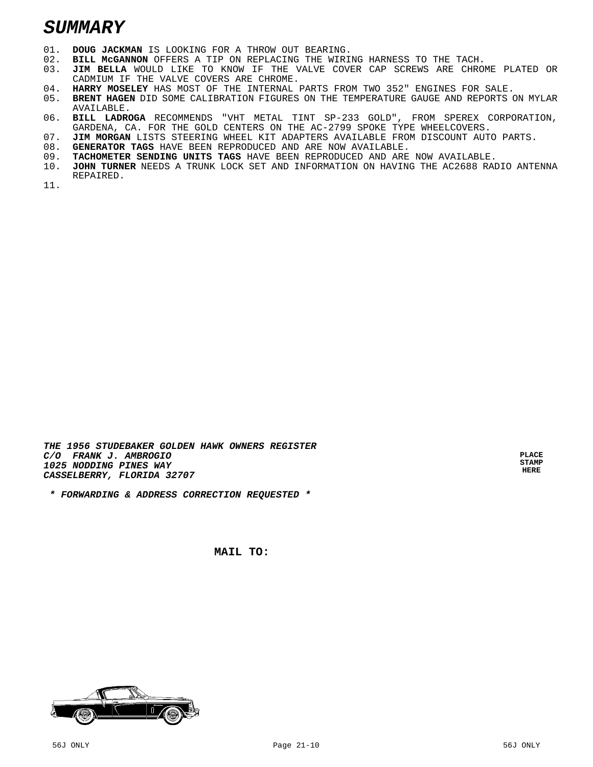# *SUMMARY*

01. **DOUG JACKMAN** IS LOOKING FOR A THROW OUT BEARING.
02. **BILL McGANNON** OFFERS A TIP ON REPLACING THE WIRING HARNESS TO THE TACH.
03. **JIM BELLA** WOULD LIKE TO KNOW IF THE VALVE COVER CAP SCREWS ARE CHROME PLATED OR CADMIUM IF THE VALVE COVERS ARE CHROME.
04. **HARRY MOSELEY** HAS MOST OF THE INTERNAL PARTS FROM TWO 352" ENGINES FOR SALE.
05. **BRENT HAGEN** DID SOME CALIBRATION FIGURES ON THE TEMPERATURE GAUGE AND REPORTS ON MYLAR AVAILABLE.
06. **BILL LADROGA** RECOMMENDS "VHT METAL TINT SP-233 GOLD", FROM SPEREX CORPORATION, GARDENA, CA. FOR THE GOLD CENTERS ON THE AC-2799 SPOKE TYPE WHEELCOVERS.
07. **JIM MORGAN** LISTS STEERING WHEEL KIT ADAPTERS AVAILABLE FROM DISCOUNT AUTO PARTS.
08. **GENERATOR TAGS** HAVE BEEN REPRODUCED AND ARE NOW AVAILABLE.
09. **TACHOMETER SENDING UNITS TAGS** HAVE BEEN REPRODUCED AND ARE NOW AVAILABLE.
10. **JOHN TURNER** NEEDS A TRUNK LOCK SET AND INFORMATION ON HAVING THE AC2688 RADIO ANTENNA REPAIRED.
11.

***THE 1956 STUDEBAKER GOLDEN HAWK OWNERS REGISTER***
***C/O FRANK J. AMBROGIO***
***1025 NODDING PINES WAY***
***CASSELBERRY, FLORIDA 32707***

**PLACE STAMP HERE**

***\* FORWARDING & ADDRESS CORRECTION REQUESTED \****

**MAIL TO:**

56J ONLY 56J ONLY